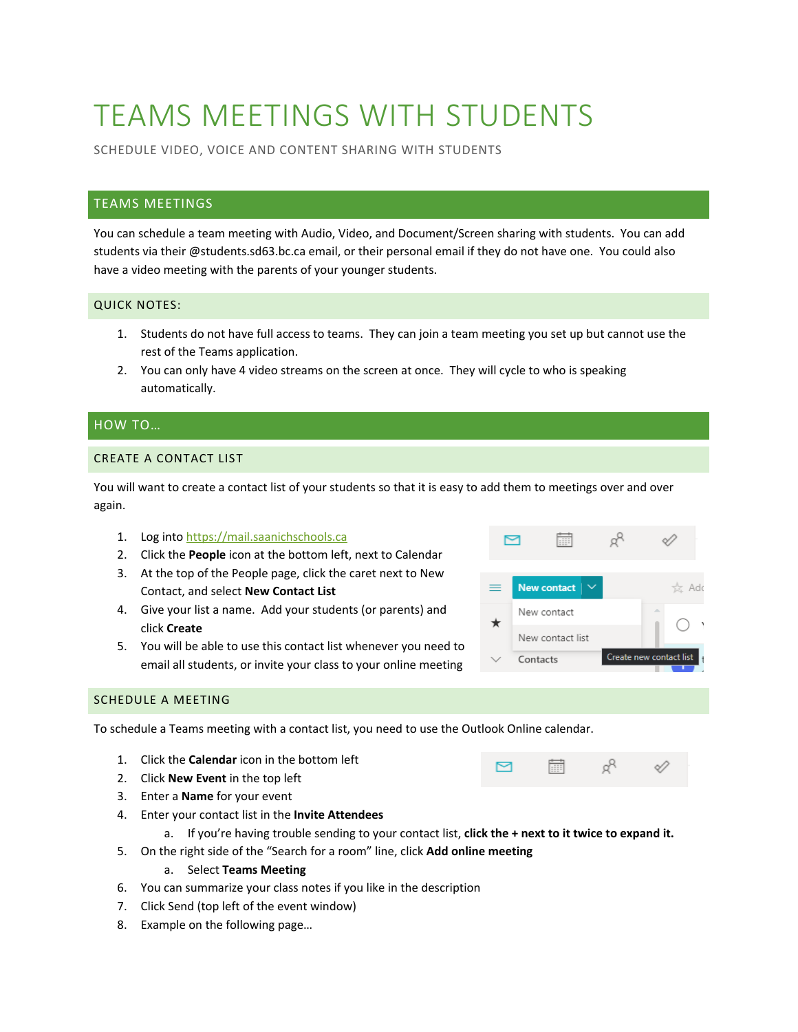# TEAMS MEETINGS WITH STUDENTS

SCHEDULE VIDEO, VOICE AND CONTENT SHARING WITH STUDENTS

## TEAMS MEETINGS

You can schedule a team meeting with Audio, Video, and Document/Screen sharing with students. You can add students via their @students.sd63.bc.ca email, or their personal email if they do not have one. You could also have a video meeting with the parents of your younger students.

### QUICK NOTES:

1. Students do not have full access to teams. They can join a team meeting you set up but cannot use the rest of the Teams application.
2. You can only have 4 video streams on the screen at once. They will cycle to who is speaking automatically.

## HOW TO…

### CREATE A CONTACT LIST

You will want to create a contact list of your students so that it is easy to add them to meetings over and over again.

1. Log into https://mail.saanichschools.ca
2. Click the **People** icon at the bottom left, next to Calendar
3. At the top of the People page, click the caret next to New Contact, and select **New Contact List**
4. Give your list a name. Add your students (or parents) and click **Create**
5. You will be able to use this contact list whenever you need to email all students, or invite your class to your online meeting

### SCHEDULE A MEETING

To schedule a Teams meeting with a contact list, you need to use the Outlook Online calendar.

1. Click the **Calendar** icon in the bottom left
2. Click **New Event** in the top left
3. Enter a **Name** for your event
4. Enter your contact list in the **Invite Attendees**
   a. If you're having trouble sending to your contact list, **click the + next to it twice to expand it.**
5. On the right side of the "Search for a room" line, click **Add online meeting**
   a. Select **Teams Meeting**
6. You can summarize your class notes if you like in the description
7. Click Send (top left of the event window)
8. Example on the following page…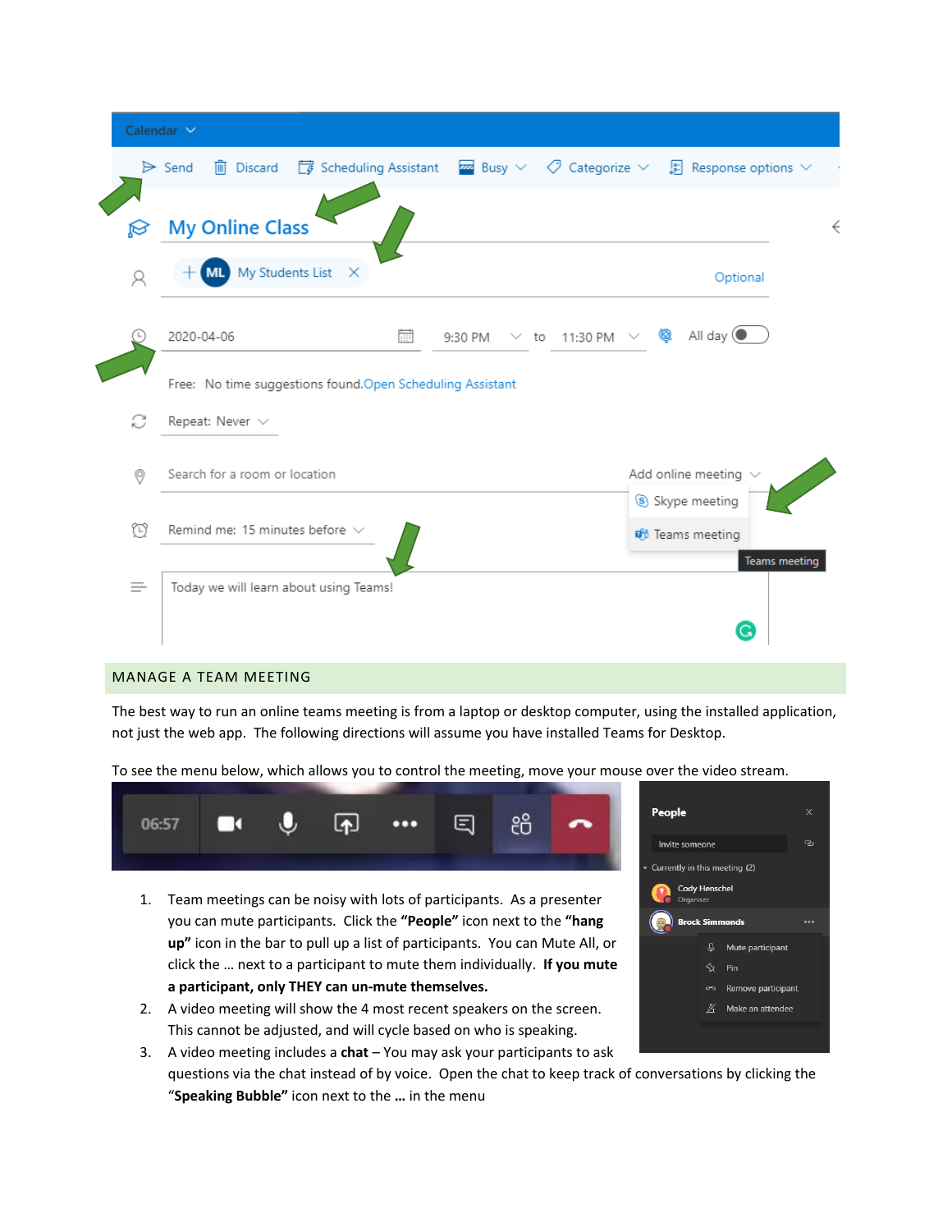## MANAGE A TEAM MEETING

The best way to run an online teams meeting is from a laptop or desktop computer, using the installed application, not just the web app. The following directions will assume you have installed Teams for Desktop.

To see the menu below, which allows you to control the meeting, move your mouse over the video stream.

1. Team meetings can be noisy with lots of participants. As a presenter you can mute participants. Click the **"People"** icon next to the **"hang up"** icon in the bar to pull up a list of participants. You can Mute All, or click the … next to a participant to mute them individually. **If you mute a participant, only THEY can un-mute themselves.**
2. A video meeting will show the 4 most recent speakers on the screen. This cannot be adjusted, and will cycle based on who is speaking.
3. A video meeting includes a **chat** – You may ask your participants to ask questions via the chat instead of by voice. Open the chat to keep track of conversations by clicking the "**Speaking Bubble"** icon next to the **…** in the menu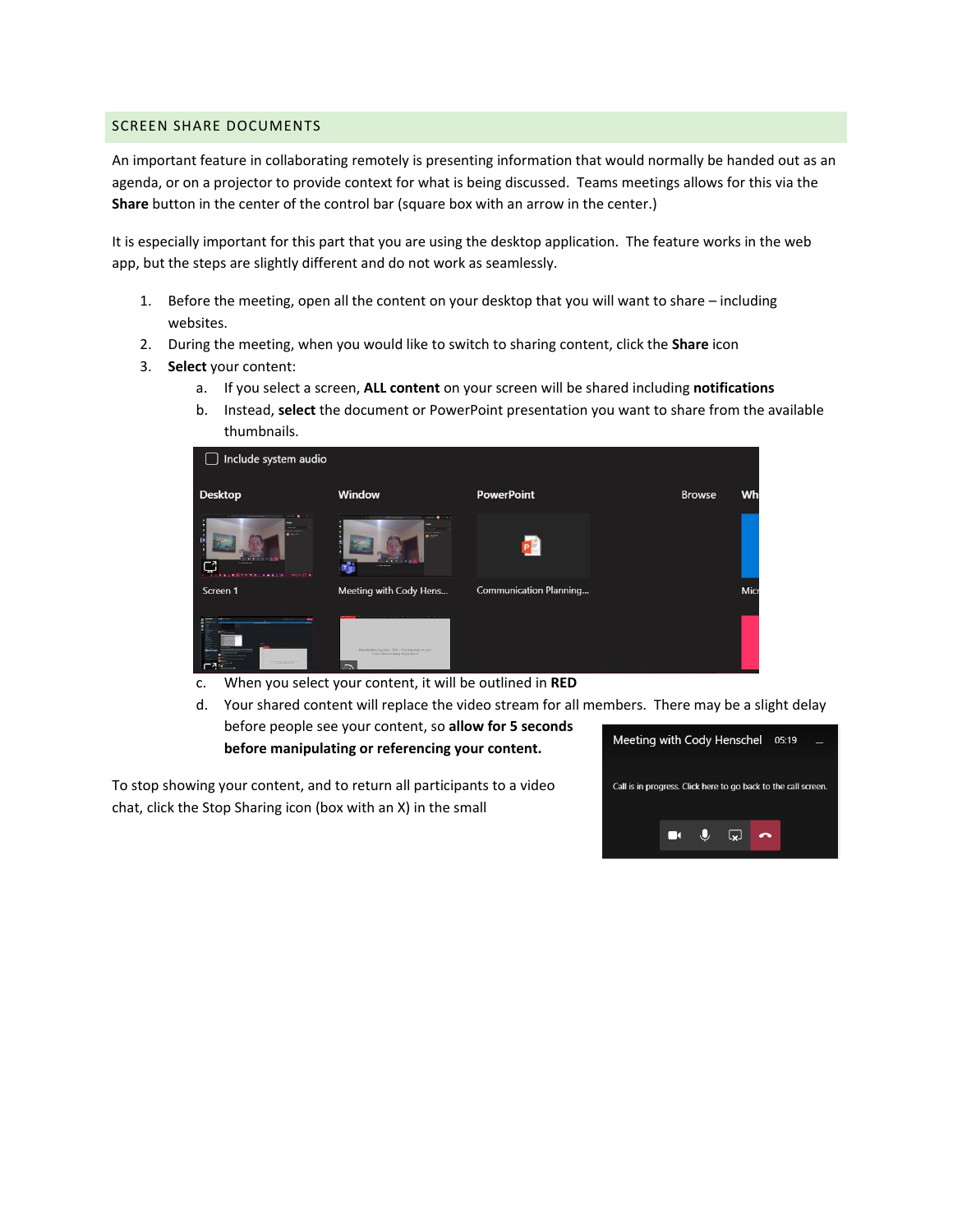## SCREEN SHARE DOCUMENTS

An important feature in collaborating remotely is presenting information that would normally be handed out as an agenda, or on a projector to provide context for what is being discussed. Teams meetings allows for this via the **Share** button in the center of the control bar (square box with an arrow in the center.)

It is especially important for this part that you are using the desktop application. The feature works in the web app, but the steps are slightly different and do not work as seamlessly.

1. Before the meeting, open all the content on your desktop that you will want to share – including websites.
2. During the meeting, when you would like to switch to sharing content, click the **Share** icon
3. **Select** your content:
   a. If you select a screen, **ALL content** on your screen will be shared including **notifications**
   b. Instead, **select** the document or PowerPoint presentation you want to share from the available thumbnails.
   c. When you select your content, it will be outlined in **RED**
   d. Your shared content will replace the video stream for all members. There may be a slight delay before people see your content, so **allow for 5 seconds before manipulating or referencing your content.**

To stop showing your content, and to return all participants to a video chat, click the Stop Sharing icon (box with an X) in the small